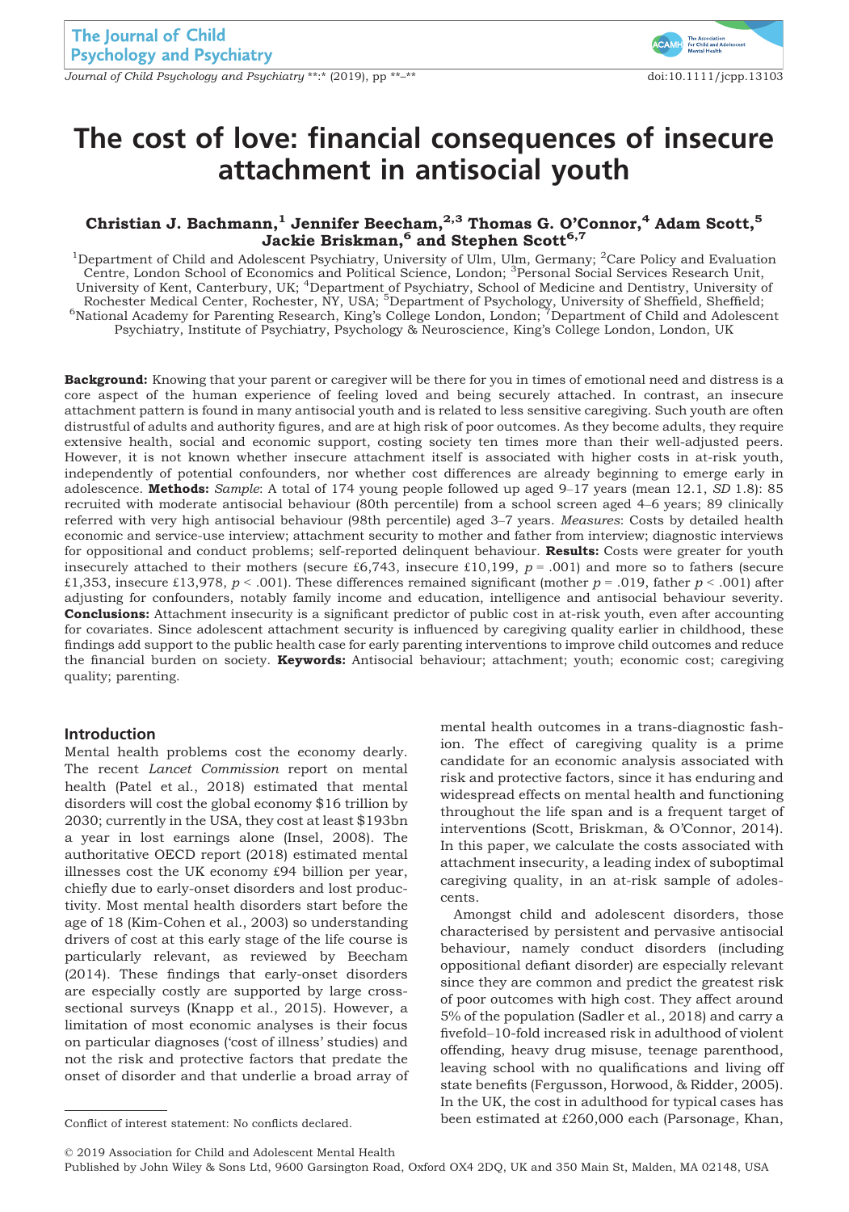# The cost of love: financial consequences of insecure attachment in antisocial youth

**Christian J. Bachmann,[1] Jennifer Beecham,[2,3] Thomas G. O'Connor,[4] Adam Scott,[5] Jackie Briskman,[6] and Stephen Scott[6,7]**

[1]Department of Child and Adolescent Psychiatry, University of Ulm, Ulm, Germany; [2]Care Policy and Evaluation Centre, London School of Economics and Political Science, London; [3]Personal Social Services Research Unit, University of Kent, Canterbury, UK; [4]Department of Psychiatry, School of Medicine and Dentistry, University of Rochester Medical Center, Rochester, NY, USA; [5]Department of Psychology, University of Sheffield, Sheffield; [6]National Academy for Parenting Research, King's College London, London; [7]Department of Child and Adolescent Psychiatry, Institute of Psychiatry, Psychology & Neuroscience, King's College London, London, UK

**Background:** Knowing that your parent or caregiver will be there for you in times of emotional need and distress is a core aspect of the human experience of feeling loved and being securely attached. In contrast, an insecure attachment pattern is found in many antisocial youth and is related to less sensitive caregiving. Such youth are often distrustful of adults and authority figures, and are at high risk of poor outcomes. As they become adults, they require extensive health, social and economic support, costing society ten times more than their well-adjusted peers. However, it is not known whether insecure attachment itself is associated with higher costs in at-risk youth, independently of potential confounders, nor whether cost differences are already beginning to emerge early in adolescence. **Methods:** *Sample*: A total of 174 young people followed up aged 9–17 years (mean 12.1, *SD* 1.8): 85 recruited with moderate antisocial behaviour (80th percentile) from a school screen aged 4–6 years; 89 clinically referred with very high antisocial behaviour (98th percentile) aged 3–7 years. *Measures*: Costs by detailed health economic and service-use interview; attachment security to mother and father from interview; diagnostic interviews for oppositional and conduct problems; self-reported delinquent behaviour. **Results:** Costs were greater for youth insecurely attached to their mothers (secure £6,743, insecure £10,199, $p = .001$) and more so to fathers (secure £1,353, insecure £13,978, $p < .001$). These differences remained significant (mother $p = .019$, father $p < .001$) after adjusting for confounders, notably family income and education, intelligence and antisocial behaviour severity. **Conclusions:** Attachment insecurity is a significant predictor of public cost in at-risk youth, even after accounting for covariates. Since adolescent attachment security is influenced by caregiving quality earlier in childhood, these findings add support to the public health case for early parenting interventions to improve child outcomes and reduce the financial burden on society. **Keywords:** Antisocial behaviour; attachment; youth; economic cost; caregiving quality; parenting.

## Introduction

Mental health problems cost the economy dearly. The recent *Lancet Commission* report on mental health (Patel et al., 2018) estimated that mental disorders will cost the global economy $16 trillion by 2030; currently in the USA, they cost at least $193bn a year in lost earnings alone (Insel, 2008). The authoritative OECD report (2018) estimated mental illnesses cost the UK economy £94 billion per year, chiefly due to early-onset disorders and lost productivity. Most mental health disorders start before the age of 18 (Kim-Cohen et al., 2003) so understanding drivers of cost at this early stage of the life course is particularly relevant, as reviewed by Beecham (2014). These findings that early-onset disorders are especially costly are supported by large cross-sectional surveys (Knapp et al., 2015). However, a limitation of most economic analyses is their focus on particular diagnoses ('cost of illness' studies) and not the risk and protective factors that predate the onset of disorder and that underlie a broad array of mental health outcomes in a trans-diagnostic fashion. The effect of caregiving quality is a prime candidate for an economic analysis associated with risk and protective factors, since it has enduring and widespread effects on mental health and functioning throughout the life span and is a frequent target of interventions (Scott, Briskman, & O'Connor, 2014). In this paper, we calculate the costs associated with attachment insecurity, a leading index of suboptimal caregiving quality, in an at-risk sample of adolescents.

Amongst child and adolescent disorders, those characterised by persistent and pervasive antisocial behaviour, namely conduct disorders (including oppositional defiant disorder) are especially relevant since they are common and predict the greatest risk of poor outcomes with high cost. They affect around 5% of the population (Sadler et al., 2018) and carry a fivefold–10-fold increased risk in adulthood of violent offending, heavy drug misuse, teenage parenthood, leaving school with no qualifications and living off state benefits (Fergusson, Horwood, & Ridder, 2005). In the UK, the cost in adulthood for typical cases has been estimated at £260,000 each (Parsonage, Khan,

Conflict of interest statement: No conflicts declared.

© 2019 Association for Child and Adolescent Mental Health
Published by John Wiley & Sons Ltd, 9600 Garsington Road, Oxford OX4 2DQ, UK and 350 Main St, Malden, MA 02148, USA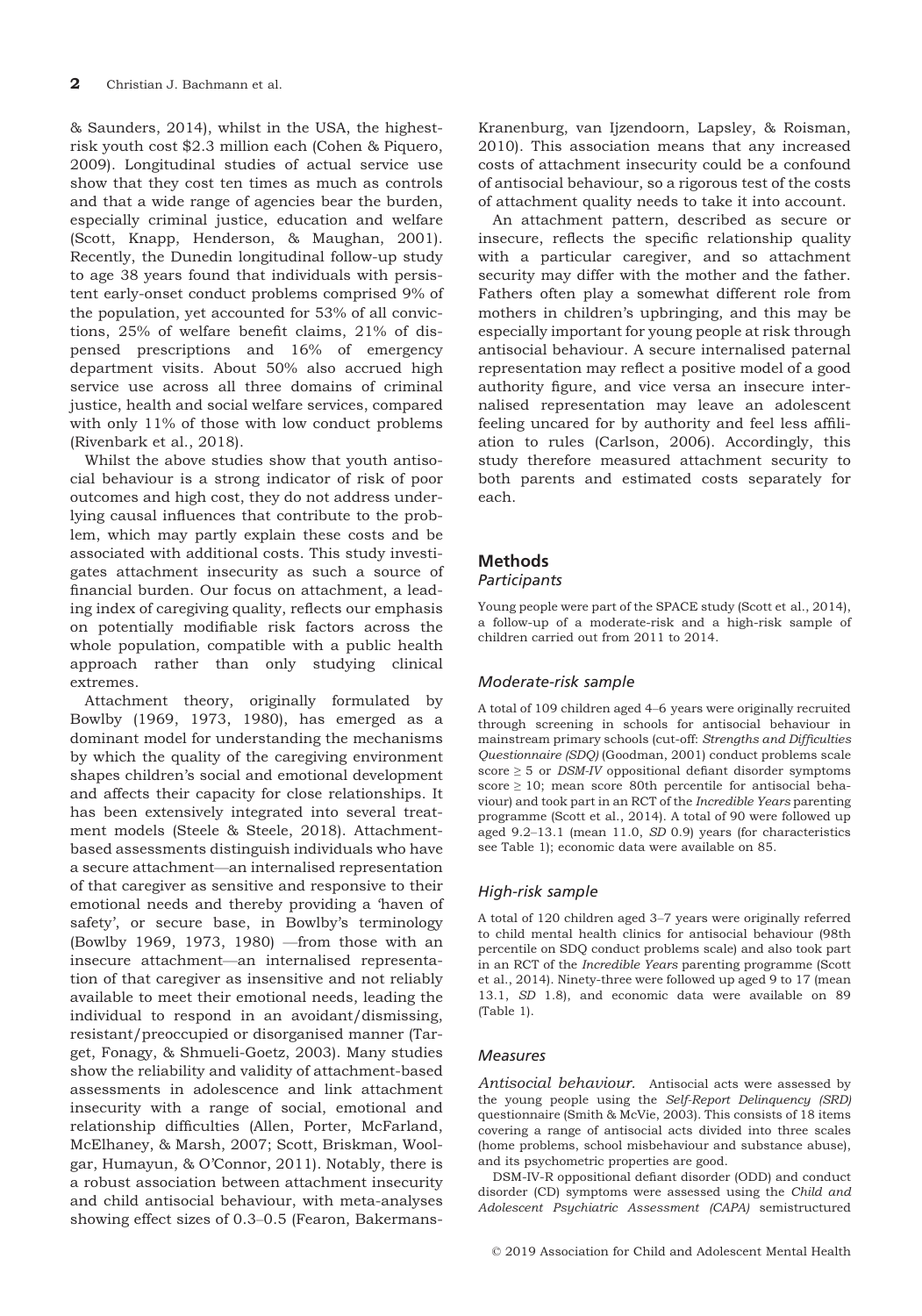& Saunders, 2014), whilst in the USA, the highest-risk youth cost $2.3 million each (Cohen & Piquero, 2009). Longitudinal studies of actual service use show that they cost ten times as much as controls and that a wide range of agencies bear the burden, especially criminal justice, education and welfare (Scott, Knapp, Henderson, & Maughan, 2001). Recently, the Dunedin longitudinal follow-up study to age 38 years found that individuals with persistent early-onset conduct problems comprised 9% of the population, yet accounted for 53% of all convictions, 25% of welfare benefit claims, 21% of dispensed prescriptions and 16% of emergency department visits. About 50% also accrued high service use across all three domains of criminal justice, health and social welfare services, compared with only 11% of those with low conduct problems (Rivenbark et al., 2018).

Whilst the above studies show that youth antisocial behaviour is a strong indicator of risk of poor outcomes and high cost, they do not address underlying causal influences that contribute to the problem, which may partly explain these costs and be associated with additional costs. This study investigates attachment insecurity as such a source of financial burden. Our focus on attachment, a leading index of caregiving quality, reflects our emphasis on potentially modifiable risk factors across the whole population, compatible with a public health approach rather than only studying clinical extremes.

Attachment theory, originally formulated by Bowlby (1969, 1973, 1980), has emerged as a dominant model for understanding the mechanisms by which the quality of the caregiving environment shapes children's social and emotional development and affects their capacity for close relationships. It has been extensively integrated into several treatment models (Steele & Steele, 2018). Attachment-based assessments distinguish individuals who have a secure attachment—an internalised representation of that caregiver as sensitive and responsive to their emotional needs and thereby providing a 'haven of safety', or secure base, in Bowlby's terminology (Bowlby 1969, 1973, 1980) —from those with an insecure attachment—an internalised representation of that caregiver as insensitive and not reliably available to meet their emotional needs, leading the individual to respond in an avoidant/dismissing, resistant/preoccupied or disorganised manner (Target, Fonagy, & Shmueli-Goetz, 2003). Many studies show the reliability and validity of attachment-based assessments in adolescence and link attachment insecurity with a range of social, emotional and relationship difficulties (Allen, Porter, McFarland, McElhaney, & Marsh, 2007; Scott, Briskman, Woolgar, Humayun, & O'Connor, 2011). Notably, there is a robust association between attachment insecurity and child antisocial behaviour, with meta-analyses showing effect sizes of 0.3–0.5 (Fearon, Bakermans-Kranenburg, van Ijzendoorn, Lapsley, & Roisman, 2010). This association means that any increased costs of attachment insecurity could be a confound of antisocial behaviour, so a rigorous test of the costs of attachment quality needs to take it into account.

An attachment pattern, described as secure or insecure, reflects the specific relationship quality with a particular caregiver, and so attachment security may differ with the mother and the father. Fathers often play a somewhat different role from mothers in children's upbringing, and this may be especially important for young people at risk through antisocial behaviour. A secure internalised paternal representation may reflect a positive model of a good authority figure, and vice versa an insecure internalised representation may leave an adolescent feeling uncared for by authority and feel less affiliation to rules (Carlson, 2006). Accordingly, this study therefore measured attachment security to both parents and estimated costs separately for each.

## Methods

### Participants

Young people were part of the SPACE study (Scott et al., 2014), a follow-up of a moderate-risk and a high-risk sample of children carried out from 2011 to 2014.

### Moderate-risk sample

A total of 109 children aged 4–6 years were originally recruited through screening in schools for antisocial behaviour in mainstream primary schools (cut-off: *Strengths and Difficulties Questionnaire (SDQ)* (Goodman, 2001) conduct problems scale score ≥ 5 or *DSM-IV* oppositional defiant disorder symptoms score ≥ 10; mean score 80th percentile for antisocial behaviour) and took part in an RCT of the *Incredible Years* parenting programme (Scott et al., 2014). A total of 90 were followed up aged 9.2–13.1 (mean 11.0, *SD* 0.9) years (for characteristics see Table 1); economic data were available on 85.

### High-risk sample

A total of 120 children aged 3–7 years were originally referred to child mental health clinics for antisocial behaviour (98th percentile on SDQ conduct problems scale) and also took part in an RCT of the *Incredible Years* parenting programme (Scott et al., 2014). Ninety-three were followed up aged 9 to 17 (mean 13.1, *SD* 1.8), and economic data were available on 89 (Table 1).

### Measures

*Antisocial behaviour.* Antisocial acts were assessed by the young people using the *Self-Report Delinquency (SRD)* questionnaire (Smith & McVie, 2003). This consists of 18 items covering a range of antisocial acts divided into three scales (home problems, school misbehaviour and substance abuse), and its psychometric properties are good.

DSM-IV-R oppositional defiant disorder (ODD) and conduct disorder (CD) symptoms were assessed using the *Child and Adolescent Psychiatric Assessment (CAPA)* semistructured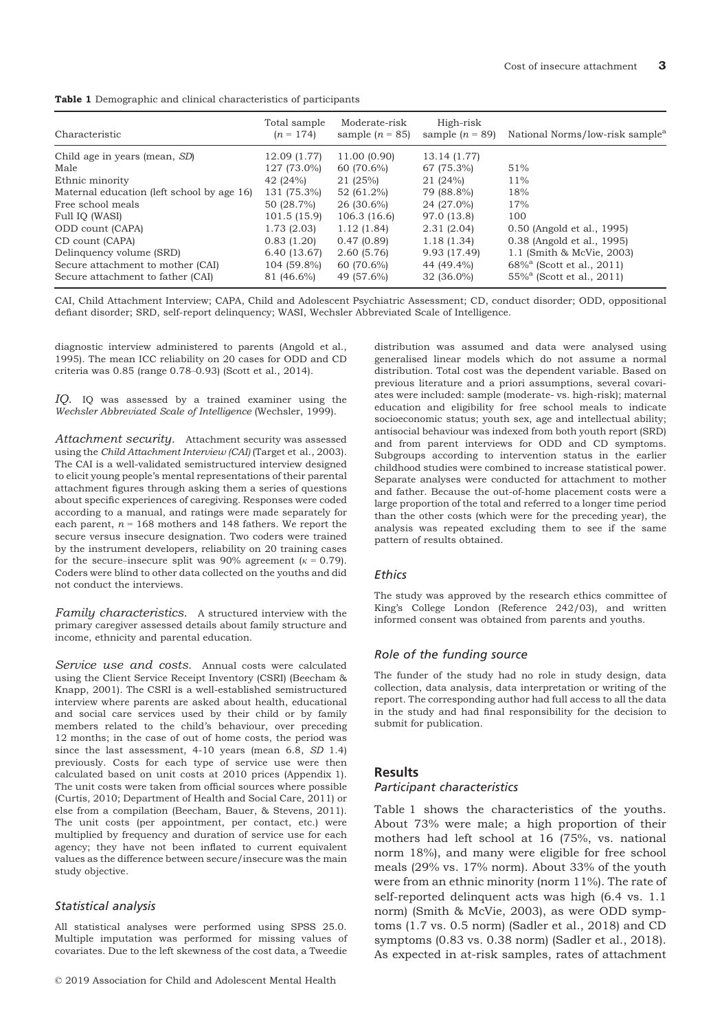**Table 1** Demographic and clinical characteristics of participants

| Characteristic | Total sample ($n$ = 174) | Moderate-risk sample ($n$ = 85) | High-risk sample ($n$ = 89) | National Norms/low-risk sample[a] |
|---|---|---|---|---|
| Child age in years (mean, *SD*) | 12.09 (1.77) | 11.00 (0.90) | 13.14 (1.77) | |
| Male | 127 (73.0%) | 60 (70.6%) | 67 (75.3%) | 51% |
| Ethnic minority | 42 (24%) | 21 (25%) | 21 (24%) | 11% |
| Maternal education (left school by age 16) | 131 (75.3%) | 52 (61.2%) | 79 (88.8%) | 18% |
| Free school meals | 50 (28.7%) | 26 (30.6%) | 24 (27.0%) | 17% |
| Full IQ (WASI) | 101.5 (15.9) | 106.3 (16.6) | 97.0 (13.8) | 100 |
| ODD count (CAPA) | 1.73 (2.03) | 1.12 (1.84) | 2.31 (2.04) | 0.50 (Angold et al., 1995) |
| CD count (CAPA) | 0.83 (1.20) | 0.47 (0.89) | 1.18 (1.34) | 0.38 (Angold et al., 1995) |
| Delinquency volume (SRD) | 6.40 (13.67) | 2.60 (5.76) | 9.93 (17.49) | 1.1 (Smith & McVie, 2003) |
| Secure attachment to mother (CAI) | 104 (59.8%) | 60 (70.6%) | 44 (49.4%) | 68%[a] (Scott et al., 2011) |
| Secure attachment to father (CAI) | 81 (46.6%) | 49 (57.6%) | 32 (36.0%) | 55%[a] (Scott et al., 2011) |

CAI, Child Attachment Interview; CAPA, Child and Adolescent Psychiatric Assessment; CD, conduct disorder; ODD, oppositional defiant disorder; SRD, self-report delinquency; WASI, Wechsler Abbreviated Scale of Intelligence.

diagnostic interview administered to parents (Angold et al., 1995). The mean ICC reliability on 20 cases for ODD and CD criteria was 0.85 (range 0.78–0.93) (Scott et al., 2014).

*IQ.* IQ was assessed by a trained examiner using the *Wechsler Abbreviated Scale of Intelligence* (Wechsler, 1999).

*Attachment security.* Attachment security was assessed using the *Child Attachment Interview (CAI)* (Target et al., 2003). The CAI is a well-validated semistructured interview designed to elicit young people's mental representations of their parental attachment figures through asking them a series of questions about specific experiences of caregiving. Responses were coded according to a manual, and ratings were made separately for each parent, $n$ = 168 mothers and 148 fathers. We report the secure versus insecure designation. Two coders were trained by the instrument developers, reliability on 20 training cases for the secure–insecure split was 90% agreement ($\kappa$ = 0.79). Coders were blind to other data collected on the youths and did not conduct the interviews.

*Family characteristics.* A structured interview with the primary caregiver assessed details about family structure and income, ethnicity and parental education.

*Service use and costs.* Annual costs were calculated using the Client Service Receipt Inventory (CSRI) (Beecham & Knapp, 2001). The CSRI is a well-established semistructured interview where parents are asked about health, educational and social care services used by their child or by family members related to the child's behaviour, over preceding 12 months; in the case of out of home costs, the period was since the last assessment, 4-10 years (mean 6.8, *SD* 1.4) previously. Costs for each type of service use were then calculated based on unit costs at 2010 prices (Appendix 1). The unit costs were taken from official sources where possible (Curtis, 2010; Department of Health and Social Care, 2011) or else from a compilation (Beecham, Bauer, & Stevens, 2011). The unit costs (per appointment, per contact, etc.) were multiplied by frequency and duration of service use for each agency; they have not been inflated to current equivalent values as the difference between secure/insecure was the main study objective.

### Statistical analysis

All statistical analyses were performed using SPSS 25.0. Multiple imputation was performed for missing values of covariates. Due to the left skewness of the cost data, a Tweedie distribution was assumed and data were analysed using generalised linear models which do not assume a normal distribution. Total cost was the dependent variable. Based on previous literature and a priori assumptions, several covariates were included: sample (moderate- vs. high-risk); maternal education and eligibility for free school meals to indicate socioeconomic status; youth sex, age and intellectual ability; antisocial behaviour was indexed from both youth report (SRD) and from parent interviews for ODD and CD symptoms. Subgroups according to intervention status in the earlier childhood studies were combined to increase statistical power. Separate analyses were conducted for attachment to mother and father. Because the out-of-home placement costs were a large proportion of the total and referred to a longer time period than the other costs (which were for the preceding year), the analysis was repeated excluding them to see if the same pattern of results obtained.

### Ethics

The study was approved by the research ethics committee of King's College London (Reference 242/03), and written informed consent was obtained from parents and youths.

### Role of the funding source

The funder of the study had no role in study design, data collection, data analysis, data interpretation or writing of the report. The corresponding author had full access to all the data in the study and had final responsibility for the decision to submit for publication.

## Results

### Participant characteristics

Table 1 shows the characteristics of the youths. About 73% were male; a high proportion of their mothers had left school at 16 (75%, vs. national norm 18%), and many were eligible for free school meals (29% vs. 17% norm). About 33% of the youth were from an ethnic minority (norm 11%). The rate of self-reported delinquent acts was high (6.4 vs. 1.1 norm) (Smith & McVie, 2003), as were ODD symptoms (1.7 vs. 0.5 norm) (Sadler et al., 2018) and CD symptoms (0.83 vs. 0.38 norm) (Sadler et al., 2018). As expected in at-risk samples, rates of attachment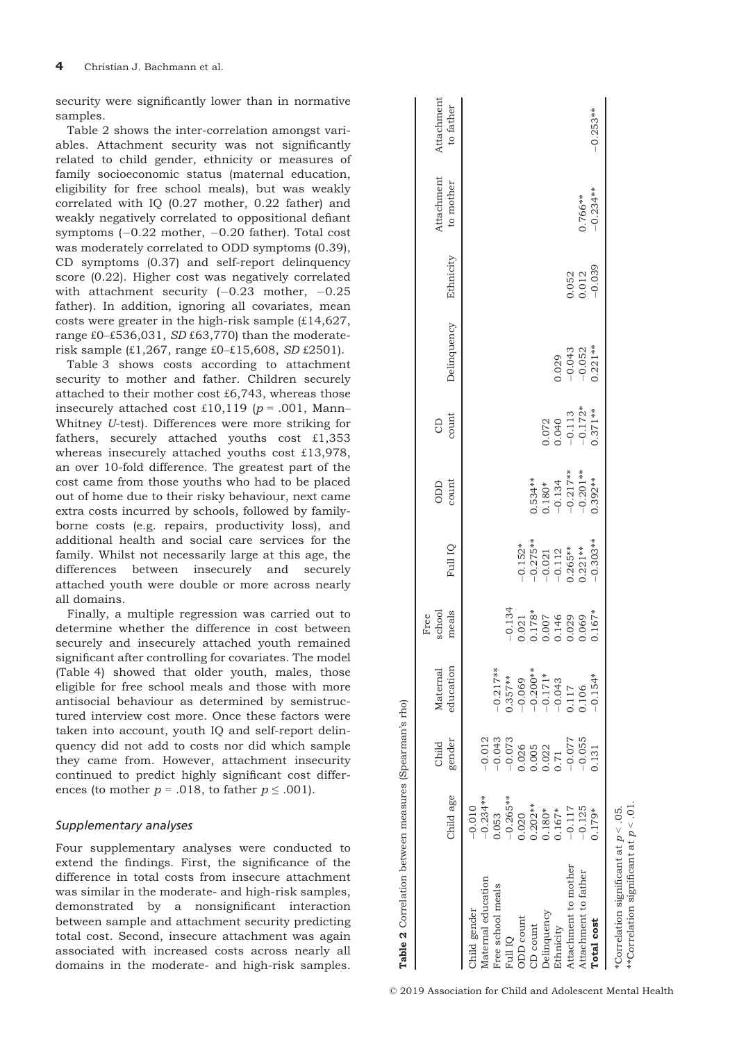security were significantly lower than in normative samples.

Table 2 shows the inter-correlation amongst variables. Attachment security was not significantly related to child gender, ethnicity or measures of family socioeconomic status (maternal education, eligibility for free school meals), but was weakly correlated with IQ (0.27 mother, 0.22 father) and weakly negatively correlated to oppositional defiant symptoms (−0.22 mother, −0.20 father). Total cost was moderately correlated to ODD symptoms (0.39), CD symptoms (0.37) and self-report delinquency score (0.22). Higher cost was negatively correlated with attachment security (−0.23 mother, −0.25 father). In addition, ignoring all covariates, mean costs were greater in the high-risk sample (£14,627, range £0–£536,031, *SD* £63,770) than the moderate-risk sample (£1,267, range £0–£15,608, *SD* £2501).

Table 3 shows costs according to attachment security to mother and father. Children securely attached to their mother cost £6,743, whereas those insecurely attached cost £10,119 ($p = .001$, Mann–Whitney *U*-test). Differences were more striking for fathers, securely attached youths cost £1,353 whereas insecurely attached youths cost £13,978, an over 10-fold difference. The greatest part of the cost came from those youths who had to be placed out of home due to their risky behaviour, next came extra costs incurred by schools, followed by family-borne costs (e.g. repairs, productivity loss), and additional health and social care services for the family. Whilst not necessarily large at this age, the differences between insecurely and securely attached youth were double or more across nearly all domains.

Finally, a multiple regression was carried out to determine whether the difference in cost between securely and insecurely attached youth remained significant after controlling for covariates. The model (Table 4) showed that older youth, males, those eligible for free school meals and those with more antisocial behaviour as determined by semistructured interview cost more. Once these factors were taken into account, youth IQ and self-report delinquency did not add to costs nor did which sample they came from. However, attachment insecurity continued to predict highly significant cost differences (to mother $p = .018$, to father $p \leq .001$).

### *Supplementary analyses*

Four supplementary analyses were conducted to extend the findings. First, the significance of the difference in total costs from insecure attachment was similar in the moderate- and high-risk samples, demonstrated by a nonsignificant interaction between sample and attachment security predicting total cost. Second, insecure attachment was again associated with increased costs across nearly all domains in the moderate- and high-risk samples.

**Table 2** Correlation between measures (Spearman's rho)

| | Child age | Child gender | Maternal education | Free school meals | Full IQ | ODD count | CD count | Delinquency | Ethnicity | Attachment to mother | Attachment to father |
|---|---|---|---|---|---|---|---|---|---|---|---|
| Child gender | −0.010 | | | | | | | | | | |
| Maternal education | −0.234** | −0.012 | | | | | | | | | |
| Free school meals | 0.053 | −0.043 | −0.217** | | | | | | | | |
| Full IQ | −0.265** | −0.073 | 0.357** | −0.134 | | | | | | | |
| ODD count | 0.020 | 0.026 | −0.069 | 0.021 | −0.152* | | | | | | |
| CD count | 0.202** | 0.005 | −0.200** | 0.178* | −0.275** | 0.534** | | | | | |
| Delinquency | 0.180* | 0.022 | −0.171* | 0.007 | −0.021 | 0.180* | 0.072 | | | | |
| Ethnicity | 0.167* | 0.71 | −0.043 | 0.146 | −0.112 | −0.134 | 0.040 | 0.029 | | | |
| Attachment to mother | −0.117 | −0.077 | 0.117 | 0.029 | 0.265** | −0.217** | −0.113 | −0.043 | 0.052 | | |
| Attachment to father | −0.125 | −0.055 | 0.106 | 0.069 | 0.221** | −0.201** | −0.172* | −0.052 | 0.012 | 0.766** | |
| **Total cost** | 0.179* | 0.131 | −0.154* | 0.167* | −0.303** | 0.392** | 0.371** | 0.221** | −0.039 | −0.234** | −0.253** |

*Correlation significant at $p < .05$.
**Correlation significant at $p < .01$.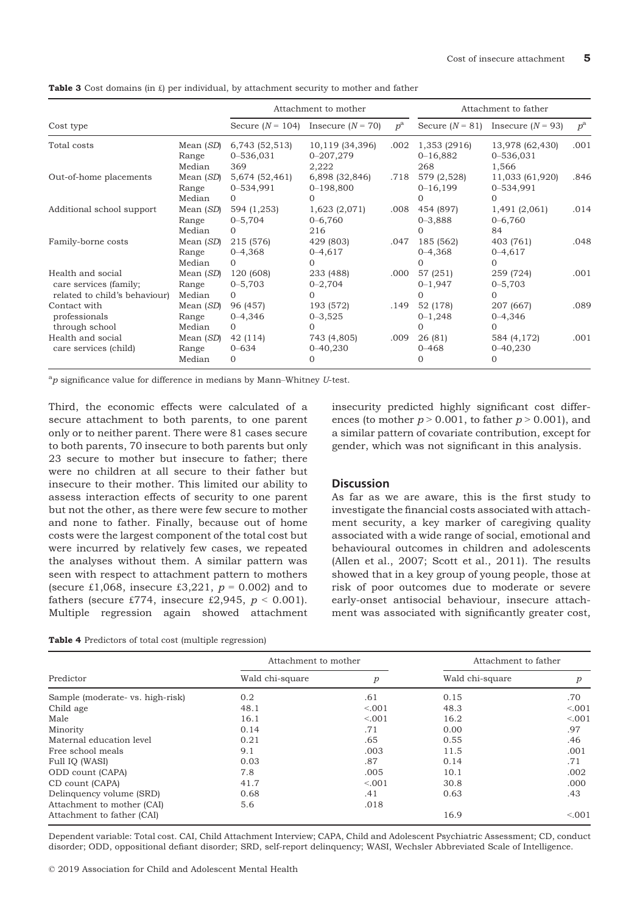**Table 3** Cost domains (in £) per individual, by attachment security to mother and father

| Cost type | | Attachment to mother | | | Attachment to father | | |
|---|---|---|---|---|---|---|---|
| | | Secure ($N$ = 104) | Insecure ($N$ = 70) | $p^a$ | Secure ($N$ = 81) | Insecure ($N$ = 93) | $p^a$ |
| Total costs | Mean (*SD*) | 6,743 (52,513) | 10,119 (34,396) | .002 | 1,353 (2916) | 13,978 (62,430) | .001 |
| | Range | 0–536,031 | 0–207,279 | | 0–16,882 | 0–536,031 | |
| | Median | 369 | 2,222 | | 268 | 1,566 | |
| Out-of-home placements | Mean (*SD*) | 5,674 (52,461) | 6,898 (32,846) | .718 | 579 (2,528) | 11,033 (61,920) | .846 |
| | Range | 0–534,991 | 0–198,800 | | 0–16,199 | 0–534,991 | |
| | Median | 0 | 0 | | 0 | 0 | |
| Additional school support | Mean (*SD*) | 594 (1,253) | 1,623 (2,071) | .008 | 454 (897) | 1,491 (2,061) | .014 |
| | Range | 0–5,704 | 0–6,760 | | 0–3,888 | 0–6,760 | |
| | Median | 0 | 216 | | 0 | 84 | |
| Family-borne costs | Mean (*SD*) | 215 (576) | 429 (803) | .047 | 185 (562) | 403 (761) | .048 |
| | Range | 0–4,368 | 0–4,617 | | 0–4,368 | 0–4,617 | |
| | Median | 0 | 0 | | 0 | 0 | |
| Health and social care services (family; related to child's behaviour) | Mean (*SD*) | 120 (608) | 233 (488) | .000 | 57 (251) | 259 (724) | .001 |
| | Range | 0–5,703 | 0–2,704 | | 0–1,947 | 0–5,703 | |
| | Median | 0 | 0 | | 0 | 0 | |
| Contact with professionals through school | Mean (*SD*) | 96 (457) | 193 (572) | .149 | 52 (178) | 207 (667) | .089 |
| | Range | 0–4,346 | 0–3,525 | | 0–1,248 | 0–4,346 | |
| | Median | 0 | 0 | | 0 | 0 | |
| Health and social care services (child) | Mean (*SD*) | 42 (114) | 743 (4,805) | .009 | 26 (81) | 584 (4,172) | .001 |
| | Range | 0–634 | 0–40,230 | | 0–468 | 0–40,230 | |
| | Median | 0 | 0 | | 0 | 0 | |

[a] *p* significance value for difference in medians by Mann–Whitney *U*-test.

Third, the economic effects were calculated of a secure attachment to both parents, to one parent only or to neither parent. There were 81 cases secure to both parents, 70 insecure to both parents but only 23 secure to mother but insecure to father; there were no children at all secure to their father but insecure to their mother. This limited our ability to assess interaction effects of security to one parent but not the other, as there were few secure to mother and none to father. Finally, because out of home costs were the largest component of the total cost but were incurred by relatively few cases, we repeated the analyses without them. A similar pattern was seen with respect to attachment pattern to mothers (secure £1,068, insecure £3,221, $p$ = 0.002) and to fathers (secure £774, insecure £2,945, $p$ < 0.001). Multiple regression again showed attachment insecurity predicted highly significant cost differences (to mother $p$ > 0.001, to father $p$ > 0.001), and a similar pattern of covariate contribution, except for gender, which was not significant in this analysis.

## Discussion

As far as we are aware, this is the first study to investigate the financial costs associated with attachment security, a key marker of caregiving quality associated with a wide range of social, emotional and behavioural outcomes in children and adolescents (Allen et al., 2007; Scott et al., 2011). The results showed that in a key group of young people, those at risk of poor outcomes due to moderate or severe early-onset antisocial behaviour, insecure attachment was associated with significantly greater cost,

**Table 4** Predictors of total cost (multiple regression)

| Predictor | Attachment to mother | | Attachment to father | |
|---|---|---|---|---|
| | Wald chi-square | *p* | Wald chi-square | *p* |
| Sample (moderate- vs. high-risk) | 0.2 | .61 | 0.15 | .70 |
| Child age | 48.1 | <.001 | 48.3 | <.001 |
| Male | 16.1 | <.001 | 16.2 | <.001 |
| Minority | 0.14 | .71 | 0.00 | .97 |
| Maternal education level | 0.21 | .65 | 0.55 | .46 |
| Free school meals | 9.1 | .003 | 11.5 | .001 |
| Full IQ (WASI) | 0.03 | .87 | 0.14 | .71 |
| ODD count (CAPA) | 7.8 | .005 | 10.1 | .002 |
| CD count (CAPA) | 41.7 | <.001 | 30.8 | .000 |
| Delinquency volume (SRD) | 0.68 | .41 | 0.63 | .43 |
| Attachment to mother (CAI) | 5.6 | .018 | | |
| Attachment to father (CAI) | | | 16.9 | <.001 |

Dependent variable: Total cost. CAI, Child Attachment Interview; CAPA, Child and Adolescent Psychiatric Assessment; CD, conduct disorder; ODD, oppositional defiant disorder; SRD, self-report delinquency; WASI, Wechsler Abbreviated Scale of Intelligence.

© 2019 Association for Child and Adolescent Mental Health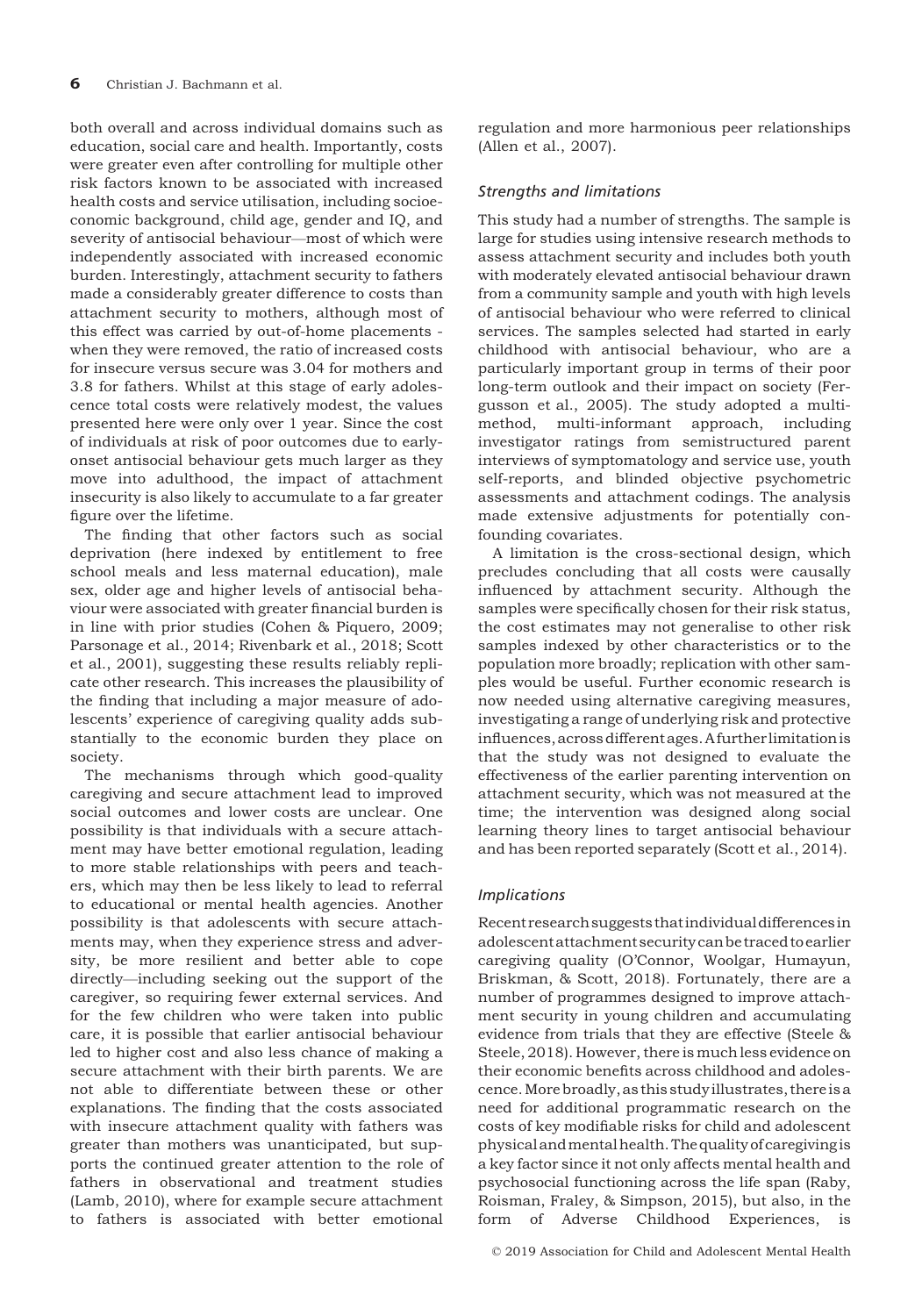both overall and across individual domains such as education, social care and health. Importantly, costs were greater even after controlling for multiple other risk factors known to be associated with increased health costs and service utilisation, including socioeconomic background, child age, gender and IQ, and severity of antisocial behaviour—most of which were independently associated with increased economic burden. Interestingly, attachment security to fathers made a considerably greater difference to costs than attachment security to mothers, although most of this effect was carried by out-of-home placements - when they were removed, the ratio of increased costs for insecure versus secure was 3.04 for mothers and 3.8 for fathers. Whilst at this stage of early adolescence total costs were relatively modest, the values presented here were only over 1 year. Since the cost of individuals at risk of poor outcomes due to early-onset antisocial behaviour gets much larger as they move into adulthood, the impact of attachment insecurity is also likely to accumulate to a far greater figure over the lifetime.

The finding that other factors such as social deprivation (here indexed by entitlement to free school meals and less maternal education), male sex, older age and higher levels of antisocial behaviour were associated with greater financial burden is in line with prior studies (Cohen & Piquero, 2009; Parsonage et al., 2014; Rivenbark et al., 2018; Scott et al., 2001), suggesting these results reliably replicate other research. This increases the plausibility of the finding that including a major measure of adolescents' experience of caregiving quality adds substantially to the economic burden they place on society.

The mechanisms through which good-quality caregiving and secure attachment lead to improved social outcomes and lower costs are unclear. One possibility is that individuals with a secure attachment may have better emotional regulation, leading to more stable relationships with peers and teachers, which may then be less likely to lead to referral to educational or mental health agencies. Another possibility is that adolescents with secure attachments may, when they experience stress and adversity, be more resilient and better able to cope directly—including seeking out the support of the caregiver, so requiring fewer external services. And for the few children who were taken into public care, it is possible that earlier antisocial behaviour led to higher cost and also less chance of making a secure attachment with their birth parents. We are not able to differentiate between these or other explanations. The finding that the costs associated with insecure attachment quality with fathers was greater than mothers was unanticipated, but supports the continued greater attention to the role of fathers in observational and treatment studies (Lamb, 2010), where for example secure attachment to fathers is associated with better emotional regulation and more harmonious peer relationships (Allen et al., 2007).

### *Strengths and limitations*

This study had a number of strengths. The sample is large for studies using intensive research methods to assess attachment security and includes both youth with moderately elevated antisocial behaviour drawn from a community sample and youth with high levels of antisocial behaviour who were referred to clinical services. The samples selected had started in early childhood with antisocial behaviour, who are a particularly important group in terms of their poor long-term outlook and their impact on society (Fergusson et al., 2005). The study adopted a multi-method, multi-informant approach, including investigator ratings from semistructured parent interviews of symptomatology and service use, youth self-reports, and blinded objective psychometric assessments and attachment codings. The analysis made extensive adjustments for potentially confounding covariates.

A limitation is the cross-sectional design, which precludes concluding that all costs were causally influenced by attachment security. Although the samples were specifically chosen for their risk status, the cost estimates may not generalise to other risk samples indexed by other characteristics or to the population more broadly; replication with other samples would be useful. Further economic research is now needed using alternative caregiving measures, investigating a range of underlying risk and protective influences, across different ages. A further limitation is that the study was not designed to evaluate the effectiveness of the earlier parenting intervention on attachment security, which was not measured at the time; the intervention was designed along social learning theory lines to target antisocial behaviour and has been reported separately (Scott et al., 2014).

### *Implications*

Recent research suggests that individual differences in adolescent attachment security can be traced to earlier caregiving quality (O'Connor, Woolgar, Humayun, Briskman, & Scott, 2018). Fortunately, there are a number of programmes designed to improve attachment security in young children and accumulating evidence from trials that they are effective (Steele & Steele, 2018). However, there is much less evidence on their economic benefits across childhood and adolescence. More broadly, as this study illustrates, there is a need for additional programmatic research on the costs of key modifiable risks for child and adolescent physical and mental health. The quality of caregiving is a key factor since it not only affects mental health and psychosocial functioning across the life span (Raby, Roisman, Fraley, & Simpson, 2015), but also, in the form of Adverse Childhood Experiences, is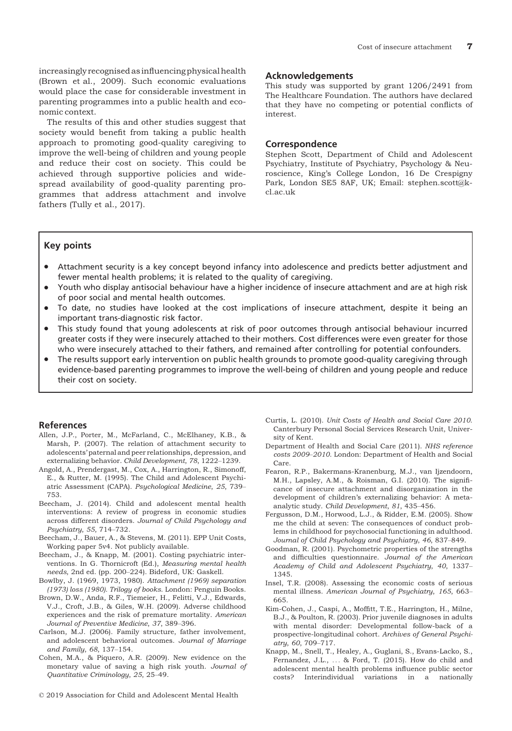increasingly recognised as influencing physical health (Brown et al., 2009). Such economic evaluations would place the case for considerable investment in parenting programmes into a public health and economic context.

The results of this and other studies suggest that society would benefit from taking a public health approach to promoting good-quality caregiving to improve the well-being of children and young people and reduce their cost on society. This could be achieved through supportive policies and widespread availability of good-quality parenting programmes that address attachment and involve fathers (Tully et al., 2017).

## Acknowledgements

This study was supported by grant 1206/2491 from The Healthcare Foundation. The authors have declared that they have no competing or potential conflicts of interest.

## Correspondence

Stephen Scott, Department of Child and Adolescent Psychiatry, Institute of Psychiatry, Psychology & Neuroscience, King's College London, 16 De Crespigny Park, London SE5 8AF, UK; Email: stephen.scott@kcl.ac.uk

## Key points

- Attachment security is a key concept beyond infancy into adolescence and predicts better adjustment and fewer mental health problems; it is related to the quality of caregiving.
- Youth who display antisocial behaviour have a higher incidence of insecure attachment and are at high risk of poor social and mental health outcomes.
- To date, no studies have looked at the cost implications of insecure attachment, despite it being an important trans-diagnostic risk factor.
- This study found that young adolescents at risk of poor outcomes through antisocial behaviour incurred greater costs if they were insecurely attached to their mothers. Cost differences were even greater for those who were insecurely attached to their fathers, and remained after controlling for potential confounders.
- The results support early intervention on public health grounds to promote good-quality caregiving through evidence-based parenting programmes to improve the well-being of children and young people and reduce their cost on society.

## References

Allen, J.P., Porter, M., McFarland, C., McElhaney, K.B., & Marsh, P. (2007). The relation of attachment security to adolescents' paternal and peer relationships, depression, and externalizing behavior. *Child Development*, *78*, 1222–1239.

Angold, A., Prendergast, M., Cox, A., Harrington, R., Simonoff, E., & Rutter, M. (1995). The Child and Adolescent Psychiatric Assessment (CAPA). *Psychological Medicine, 25,* 739–753.

Beecham, J. (2014). Child and adolescent mental health interventions: A review of progress in economic studies across different disorders. *Journal of Child Psychology and Psychiatry*, *55*, 714–732.

Beecham, J., Bauer, A., & Stevens, M. (2011). EPP Unit Costs, Working paper 5v4. Not publicly available.

Beecham, J., & Knapp, M. (2001). Costing psychiatric interventions. In G. Thornicroft (Ed.), *Measuring mental health needs*, 2nd ed. (pp. 200–224). Bideford, UK: Gaskell.

Bowlby, J. (1969, 1973, 1980). *Attachment (1969) separation (1973) loss (1980). Trilogy of books.* London: Penguin Books.

Brown, D.W., Anda, R.F., Tiemeier, H., Felitti, V.J., Edwards, V.J., Croft, J.B., & Giles, W.H. (2009). Adverse childhood experiences and the risk of premature mortality. *American Journal of Preventive Medicine*, *37*, 389–396.

Carlson, M.J. (2006). Family structure, father involvement, and adolescent behavioral outcomes. *Journal of Marriage and Family, 68*, 137–154.

Cohen, M.A., & Piquero, A.R. (2009). New evidence on the monetary value of saving a high risk youth. *Journal of Quantitative Criminology, 25,* 25–49.

Curtis, L. (2010). *Unit Costs of Health and Social Care 2010.* Canterbury Personal Social Services Research Unit, University of Kent.

Department of Health and Social Care (2011). *NHS reference costs 2009–2010.* London: Department of Health and Social Care.

Fearon, R.P., Bakermans-Kranenburg, M.J., van Ijzendoorn, M.H., Lapsley, A.M., & Roisman, G.I. (2010). The significance of insecure attachment and disorganization in the development of children's externalizing behavior: A meta-analytic study. *Child Development*, *81*, 435–456.

Fergusson, D.M., Horwood, L.J., & Ridder, E.M. (2005). Show me the child at seven: The consequences of conduct problems in childhood for psychosocial functioning in adulthood. *Journal of Child Psychology and Psychiatry*, *46*, 837–849.

Goodman, R. (2001). Psychometric properties of the strengths and difficulties questionnaire. *Journal of the American Academy of Child and Adolescent Psychiatry*, *40*, 1337–1345.

Insel, T.R. (2008). Assessing the economic costs of serious mental illness. *American Journal of Psychiatry*, *165*, 663–665.

Kim-Cohen, J., Caspi, A., Moffitt, T.E., Harrington, H., Milne, B.J., & Poulton, R. (2003). Prior juvenile diagnoses in adults with mental disorder: Developmental follow-back of a prospective-longitudinal cohort. *Archives of General Psychiatry*, *60*, 709–717.

Knapp, M., Snell, T., Healey, A., Guglani, S., Evans-Lacko, S., Fernandez, J.L., … & Ford, T. (2015). How do child and adolescent mental health problems influence public sector costs? Interindividual variations in a nationally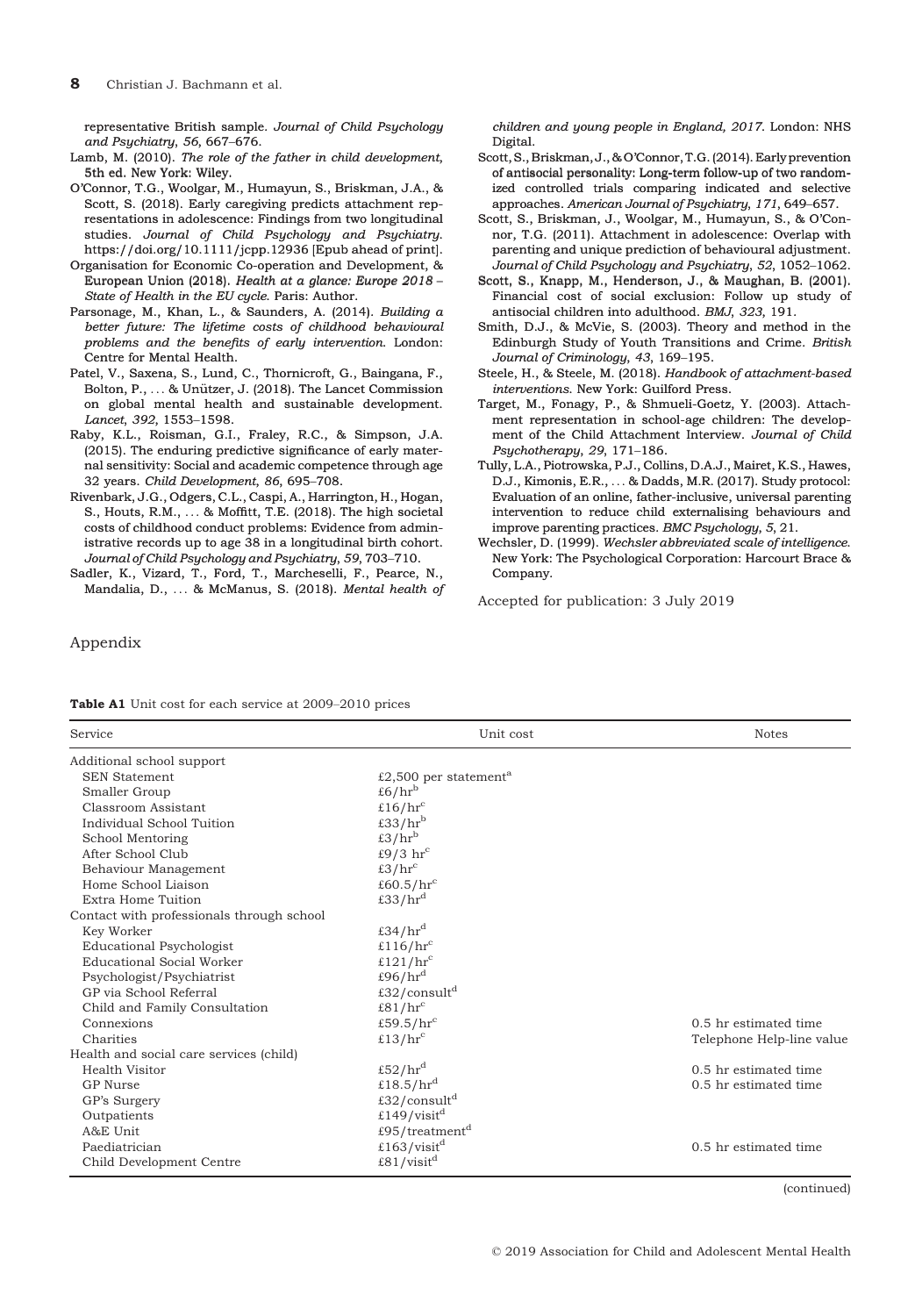representative British sample. *Journal of Child Psychology and Psychiatry*, *56*, 667–676.

Lamb, M. (2010). *The role of the father in child development*, 5th ed. New York: Wiley.

O'Connor, T.G., Woolgar, M., Humayun, S., Briskman, J.A., & Scott, S. (2018). Early caregiving predicts attachment representations in adolescence: Findings from two longitudinal studies. *Journal of Child Psychology and Psychiatry*. https://doi.org/10.1111/jcpp.12936 [Epub ahead of print].

Organisation for Economic Co-operation and Development, & European Union (2018). *Health at a glance: Europe 2018 – State of Health in the EU cycle*. Paris: Author.

Parsonage, M., Khan, L., & Saunders, A. (2014). *Building a better future: The lifetime costs of childhood behavioural problems and the benefits of early intervention*. London: Centre for Mental Health.

Patel, V., Saxena, S., Lund, C., Thornicroft, G., Baingana, F., Bolton, P., ... & Unützer, J. (2018). The Lancet Commission on global mental health and sustainable development. *Lancet*, *392*, 1553–1598.

Raby, K.L., Roisman, G.I., Fraley, R.C., & Simpson, J.A. (2015). The enduring predictive significance of early maternal sensitivity: Social and academic competence through age 32 years. *Child Development*, *86*, 695–708.

Rivenbark, J.G., Odgers, C.L., Caspi, A., Harrington, H., Hogan, S., Houts, R.M., ... & Moffitt, T.E. (2018). The high societal costs of childhood conduct problems: Evidence from administrative records up to age 38 in a longitudinal birth cohort. *Journal of Child Psychology and Psychiatry*, *59*, 703–710.

Sadler, K., Vizard, T., Ford, T., Marcheselli, F., Pearce, N., Mandalia, D., ... & McManus, S. (2018). *Mental health of children and young people in England, 2017*. London: NHS Digital.

Scott, S., Briskman, J., & O'Connor, T.G. (2014). Early prevention of antisocial personality: Long-term follow-up of two randomized controlled trials comparing indicated and selective approaches. *American Journal of Psychiatry*, *171*, 649–657.

Scott, S., Briskman, J., Woolgar, M., Humayun, S., & O'Connor, T.G. (2011). Attachment in adolescence: Overlap with parenting and unique prediction of behavioural adjustment. *Journal of Child Psychology and Psychiatry*, *52*, 1052–1062.

Scott, S., Knapp, M., Henderson, J., & Maughan, B. (2001). Financial cost of social exclusion: Follow up study of antisocial children into adulthood. *BMJ*, *323*, 191.

Smith, D.J., & McVie, S. (2003). Theory and method in the Edinburgh Study of Youth Transitions and Crime. *British Journal of Criminology*, *43*, 169–195.

Steele, H., & Steele, M. (2018). *Handbook of attachment-based interventions*. New York: Guilford Press.

Target, M., Fonagy, P., & Shmueli-Goetz, Y. (2003). Attachment representation in school-age children: The development of the Child Attachment Interview. *Journal of Child Psychotherapy*, *29*, 171–186.

Tully, L.A., Piotrowska, P.J., Collins, D.A.J., Mairet, K.S., Hawes, D.J., Kimonis, E.R., ... & Dadds, M.R. (2017). Study protocol: Evaluation of an online, father-inclusive, universal parenting intervention to reduce child externalising behaviours and improve parenting practices. *BMC Psychology*, *5*, 21.

Wechsler, D. (1999). *Wechsler abbreviated scale of intelligence*. New York: The Psychological Corporation: Harcourt Brace & Company.

Accepted for publication: 3 July 2019

## Appendix

**Table A1** Unit cost for each service at 2009–2010 prices

| Service | Unit cost | Notes |
|---|---|---|
| Additional school support | | |
| SEN Statement | £2,500 per statement[a] | |
| Smaller Group | £6/hr[b] | |
| Classroom Assistant | £16/hr[c] | |
| Individual School Tuition | £33/hr[b] | |
| School Mentoring | £3/hr[b] | |
| After School Club | £9/3 hr[c] | |
| Behaviour Management | £3/hr[c] | |
| Home School Liaison | £60.5/hr[c] | |
| Extra Home Tuition | £33/hr[d] | |
| Contact with professionals through school | | |
| Key Worker | £34/hr[d] | |
| Educational Psychologist | £116/hr[c] | |
| Educational Social Worker | £121/hr[c] | |
| Psychologist/Psychiatrist | £96/hr[d] | |
| GP via School Referral | £32/consult[d] | |
| Child and Family Consultation | £81/hr[c] | |
| Connexions | £59.5/hr[c] | 0.5 hr estimated time |
| Charities | £13/hr[c] | Telephone Help-line value |
| Health and social care services (child) | | |
| Health Visitor | £52/hr[d] | 0.5 hr estimated time |
| GP Nurse | £18.5/hr[d] | 0.5 hr estimated time |
| GP's Surgery | £32/consult[d] | |
| Outpatients | £149/visit[d] | |
| A&E Unit | £95/treatment[d] | |
| Paediatrician | £163/visit[d] | 0.5 hr estimated time |
| Child Development Centre | £81/visit[d] | |

(continued)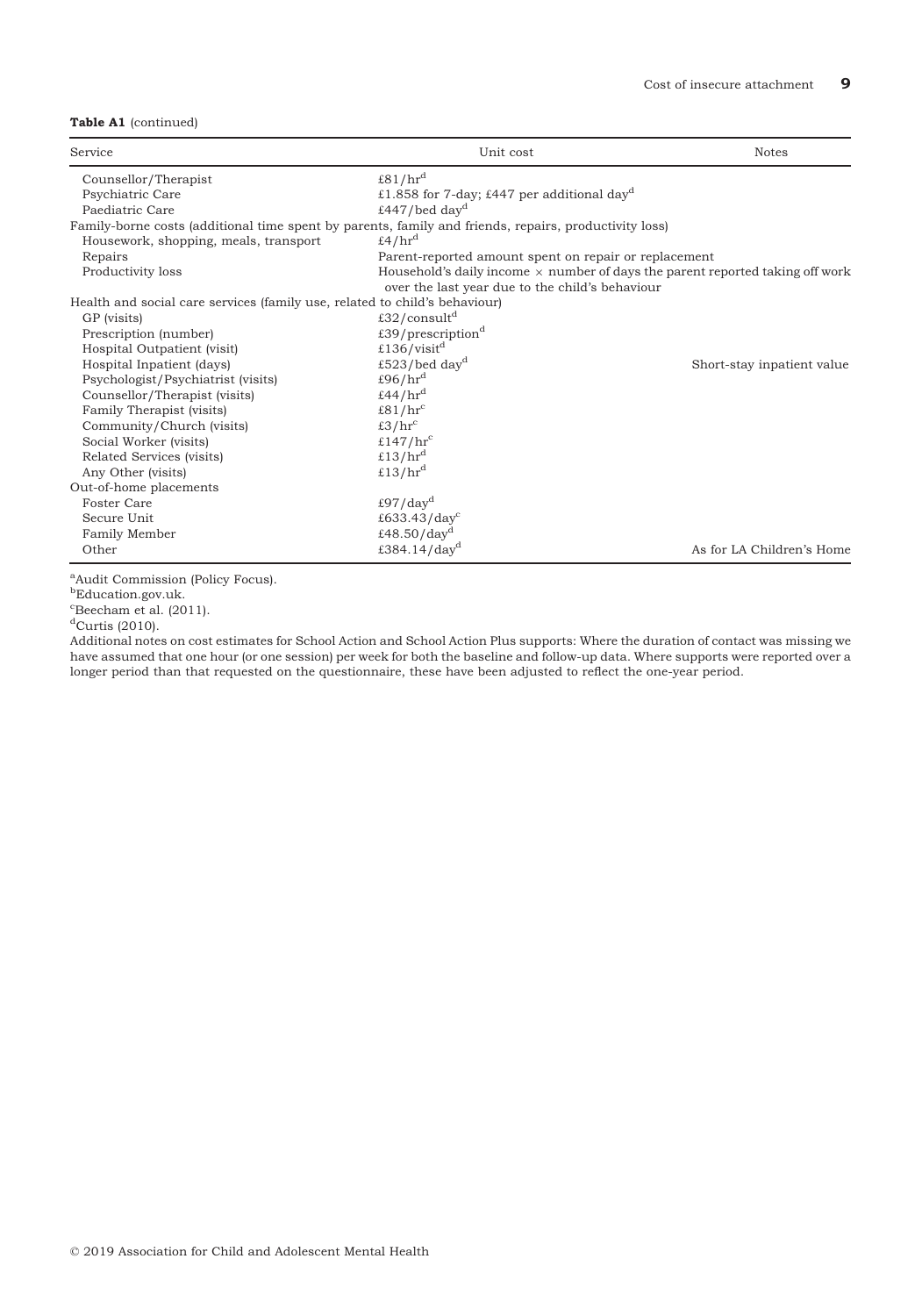**Table A1** (continued)

| Service | Unit cost | Notes |
|---|---|---|
| Counsellor/Therapist | £81/hr[d] | |
| Psychiatric Care | £1.858 for 7-day; £447 per additional day[d] | |
| Paediatric Care | £447/bed day[d] | |
| Family-borne costs (additional time spent by parents, family and friends, repairs, productivity loss) | | |
| Housework, shopping, meals, transport | £4/hr[d] | |
| Repairs | Parent-reported amount spent on repair or replacement | |
| Productivity loss | Household's daily income × number of days the parent reported taking off work over the last year due to the child's behaviour | |
| Health and social care services (family use, related to child's behaviour) | | |
| GP (visits) | £32/consult[d] | |
| Prescription (number) | £39/prescription[d] | |
| Hospital Outpatient (visit) | £136/visit[d] | |
| Hospital Inpatient (days) | £523/bed day[d] | Short-stay inpatient value |
| Psychologist/Psychiatrist (visits) | £96/hr[d] | |
| Counsellor/Therapist (visits) | £44/hr[d] | |
| Family Therapist (visits) | £81/hr[c] | |
| Community/Church (visits) | £3/hr[c] | |
| Social Worker (visits) | £147/hr[c] | |
| Related Services (visits) | £13/hr[d] | |
| Any Other (visits) | £13/hr[d] | |
| Out-of-home placements | | |
| Foster Care | £97/day[d] | |
| Secure Unit | £633.43/day[c] | |
| Family Member | £48.50/day[d] | |
| Other | £384.14/day[d] | As for LA Children's Home |

[a]Audit Commission (Policy Focus).
[b]Education.gov.uk.
[c]Beecham et al. (2011).
[d]Curtis (2010).

Additional notes on cost estimates for School Action and School Action Plus supports: Where the duration of contact was missing we have assumed that one hour (or one session) per week for both the baseline and follow-up data. Where supports were reported over a longer period than that requested on the questionnaire, these have been adjusted to reflect the one-year period.

© 2019 Association for Child and Adolescent Mental Health